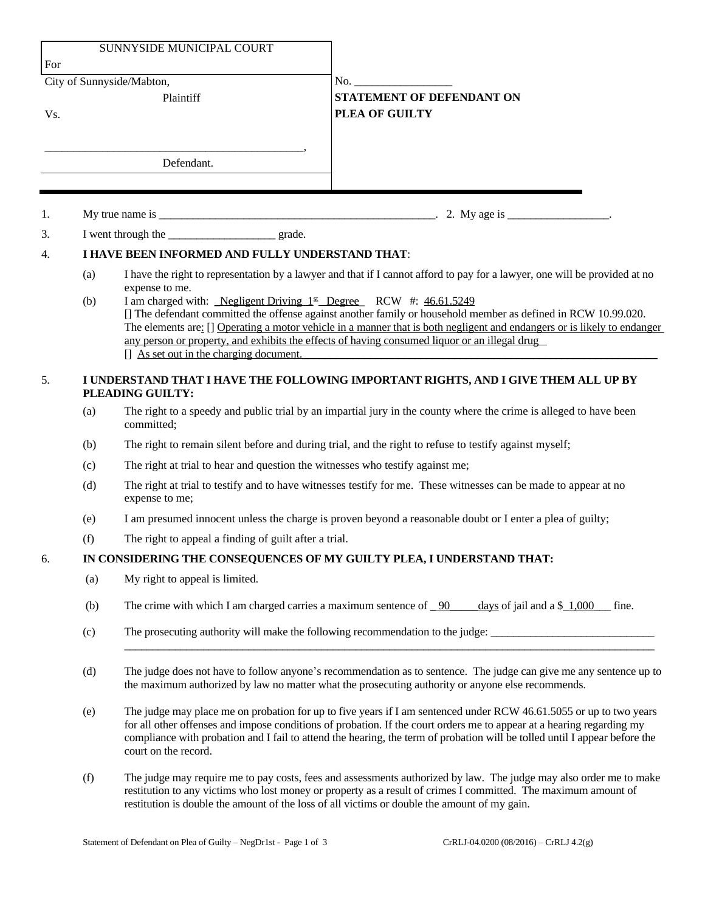| SUNNYSIDE MUNICIPAL COURT For | |
|---|---|
| City of Sunnyside/Mabton, Plaintiff | No. _________________ |
| Vs. | **STATEMENT OF DEFENDANT ON PLEA OF GUILTY** |
| _____________________________________________, Defendant. | |

1. My true name is __________________________________________________. 2. My age is __________________.

3. I went through the ___________________ grade.

4. **I HAVE BEEN INFORMED AND FULLY UNDERSTAND THAT**:

   (a) I have the right to representation by a lawyer and that if I cannot afford to pay for a lawyer, one will be provided at no expense to me.

   (b) I am charged with: _Negligent Driving 1st Degree_ RCW #: 46.61.5249
   [] The defendant committed the offense against another family or household member as defined in RCW 10.99.020.
   The elements are: [] Operating a motor vehicle in a manner that is both negligent and endangers or is likely to endanger any person or property, and exhibits the effects of having consumed liquor or an illegal drug
   [] As set out in the charging document.

5. **I UNDERSTAND THAT I HAVE THE FOLLOWING IMPORTANT RIGHTS, AND I GIVE THEM ALL UP BY PLEADING GUILTY:**

   (a) The right to a speedy and public trial by an impartial jury in the county where the crime is alleged to have been committed;

   (b) The right to remain silent before and during trial, and the right to refuse to testify against myself;

   (c) The right at trial to hear and question the witnesses who testify against me;

   (d) The right at trial to testify and to have witnesses testify for me. These witnesses can be made to appear at no expense to me;

   (e) I am presumed innocent unless the charge is proven beyond a reasonable doubt or I enter a plea of guilty;

   (f) The right to appeal a finding of guilt after a trial.

6. **IN CONSIDERING THE CONSEQUENCES OF MY GUILTY PLEA, I UNDERSTAND THAT:**

   (a) My right to appeal is limited.

   (b) The crime with which I am charged carries a maximum sentence of _90_ days of jail and a $_1,000_ fine.

   (c) The prosecuting authority will make the following recommendation to the judge: _____________________________
   ____________________________________________________________________________________________

   (d) The judge does not have to follow anyone's recommendation as to sentence. The judge can give me any sentence up to the maximum authorized by law no matter what the prosecuting authority or anyone else recommends.

   (e) The judge may place me on probation for up to five years if I am sentenced under RCW 46.61.5055 or up to two years for all other offenses and impose conditions of probation. If the court orders me to appear at a hearing regarding my compliance with probation and I fail to attend the hearing, the term of probation will be tolled until I appear before the court on the record.

   (f) The judge may require me to pay costs, fees and assessments authorized by law. The judge may also order me to make restitution to any victims who lost money or property as a result of crimes I committed. The maximum amount of restitution is double the amount of the loss of all victims or double the amount of my gain.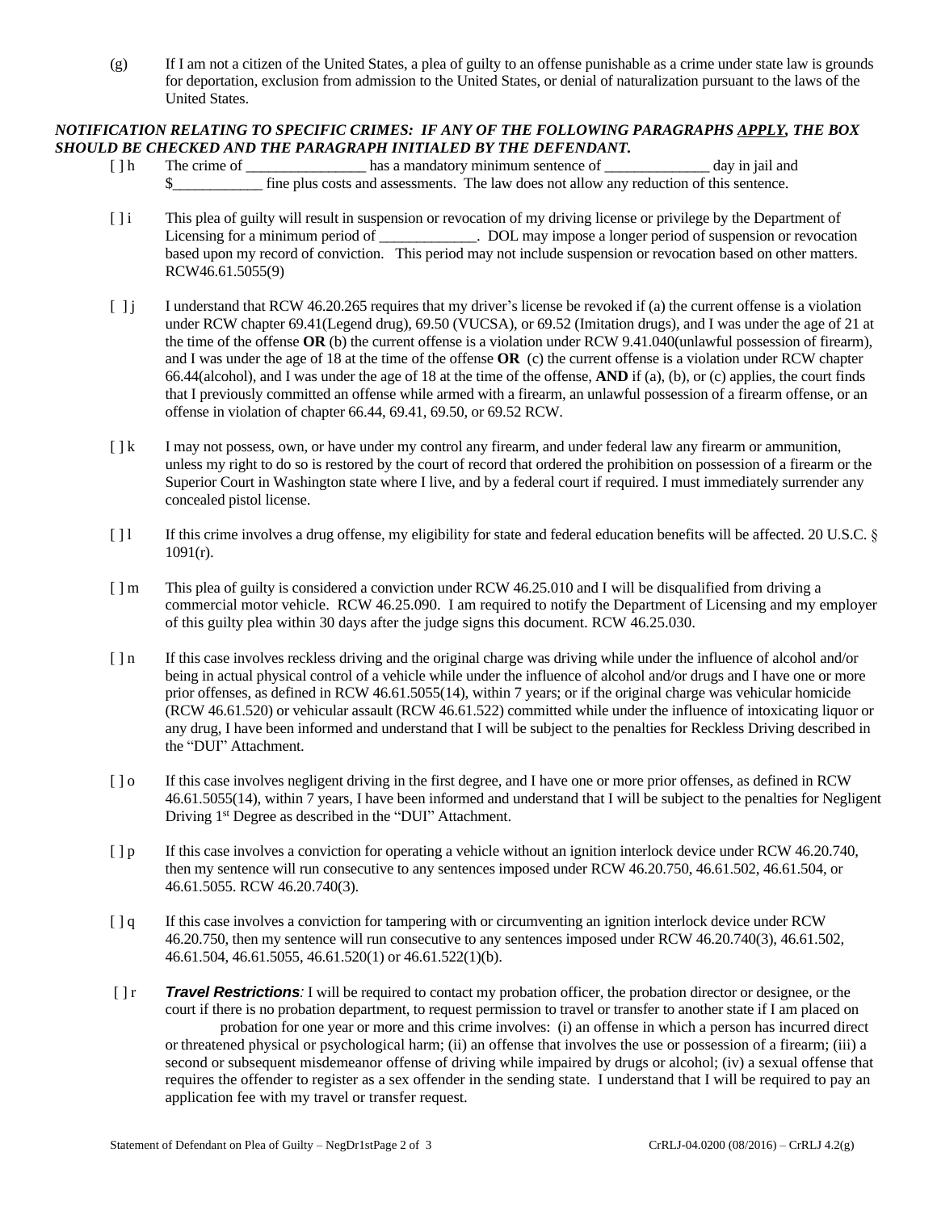(g) If I am not a citizen of the United States, a plea of guilty to an offense punishable as a crime under state law is grounds for deportation, exclusion from admission to the United States, or denial of naturalization pursuant to the laws of the United States.

***NOTIFICATION RELATING TO SPECIFIC CRIMES: IF ANY OF THE FOLLOWING PARAGRAPHS APPLY, THE BOX SHOULD BE CHECKED AND THE PARAGRAPH INITIALED BY THE DEFENDANT.***

[ ] h The crime of ________________ has a mandatory minimum sentence of ______________ day in jail and $____________ fine plus costs and assessments. The law does not allow any reduction of this sentence.

[ ] i This plea of guilty will result in suspension or revocation of my driving license or privilege by the Department of Licensing for a minimum period of _____________. DOL may impose a longer period of suspension or revocation based upon my record of conviction. This period may not include suspension or revocation based on other matters. RCW46.61.5055(9)

[ ] j I understand that RCW 46.20.265 requires that my driver's license be revoked if (a) the current offense is a violation under RCW chapter 69.41(Legend drug), 69.50 (VUCSA), or 69.52 (Imitation drugs), and I was under the age of 21 at the time of the offense **OR** (b) the current offense is a violation under RCW 9.41.040(unlawful possession of firearm), and I was under the age of 18 at the time of the offense **OR** (c) the current offense is a violation under RCW chapter 66.44(alcohol), and I was under the age of 18 at the time of the offense, **AND** if (a), (b), or (c) applies, the court finds that I previously committed an offense while armed with a firearm, an unlawful possession of a firearm offense, or an offense in violation of chapter 66.44, 69.41, 69.50, or 69.52 RCW.

[ ] k I may not possess, own, or have under my control any firearm, and under federal law any firearm or ammunition, unless my right to do so is restored by the court of record that ordered the prohibition on possession of a firearm or the Superior Court in Washington state where I live, and by a federal court if required. I must immediately surrender any concealed pistol license.

[ ] l If this crime involves a drug offense, my eligibility for state and federal education benefits will be affected. 20 U.S.C. § 1091(r).

[ ] m This plea of guilty is considered a conviction under RCW 46.25.010 and I will be disqualified from driving a commercial motor vehicle. RCW 46.25.090. I am required to notify the Department of Licensing and my employer of this guilty plea within 30 days after the judge signs this document. RCW 46.25.030.

[ ] n If this case involves reckless driving and the original charge was driving while under the influence of alcohol and/or being in actual physical control of a vehicle while under the influence of alcohol and/or drugs and I have one or more prior offenses, as defined in RCW 46.61.5055(14), within 7 years; or if the original charge was vehicular homicide (RCW 46.61.520) or vehicular assault (RCW 46.61.522) committed while under the influence of intoxicating liquor or any drug, I have been informed and understand that I will be subject to the penalties for Reckless Driving described in the "DUI" Attachment.

[ ] o If this case involves negligent driving in the first degree, and I have one or more prior offenses, as defined in RCW 46.61.5055(14), within 7 years, I have been informed and understand that I will be subject to the penalties for Negligent Driving 1st Degree as described in the "DUI" Attachment.

[ ] p If this case involves a conviction for operating a vehicle without an ignition interlock device under RCW 46.20.740, then my sentence will run consecutive to any sentences imposed under RCW 46.20.750, 46.61.502, 46.61.504, or 46.61.5055. RCW 46.20.740(3).

[ ] q If this case involves a conviction for tampering with or circumventing an ignition interlock device under RCW 46.20.750, then my sentence will run consecutive to any sentences imposed under RCW 46.20.740(3), 46.61.502, 46.61.504, 46.61.5055, 46.61.520(1) or 46.61.522(1)(b).

[ ] r ***Travel Restrictions****:* I will be required to contact my probation officer, the probation director or designee, or the court if there is no probation department, to request permission to travel or transfer to another state if I am placed on probation for one year or more and this crime involves: (i) an offense in which a person has incurred direct or threatened physical or psychological harm; (ii) an offense that involves the use or possession of a firearm; (iii) a second or subsequent misdemeanor offense of driving while impaired by drugs or alcohol; (iv) a sexual offense that requires the offender to register as a sex offender in the sending state. I understand that I will be required to pay an application fee with my travel or transfer request.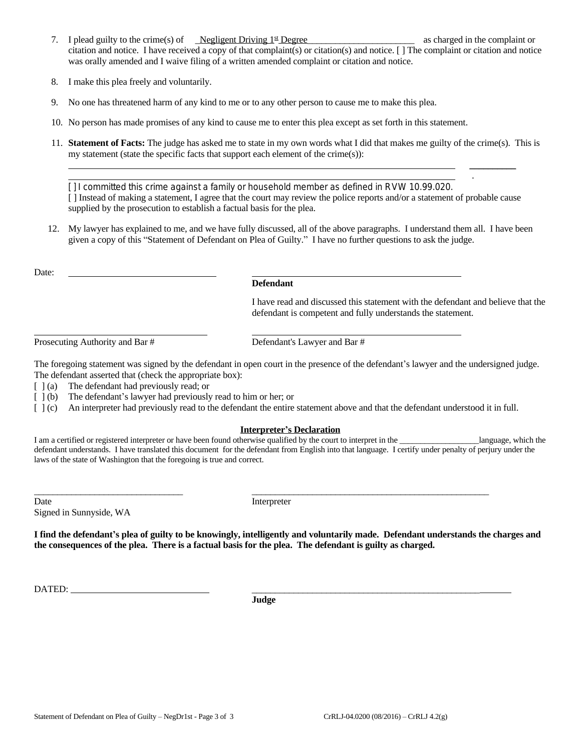7. I plead guilty to the crime(s) of _Negligent Driving 1st Degree________________________ as charged in the complaint or citation and notice. I have received a copy of that complaint(s) or citation(s) and notice. [ ] The complaint or citation and notice was orally amended and I waive filing of a written amended complaint or citation and notice.

8. I make this plea freely and voluntarily.

9. No one has threatened harm of any kind to me or to any other person to cause me to make this plea.

10. No person has made promises of any kind to cause me to enter this plea except as set forth in this statement.

11. **Statement of Facts:** The judge has asked me to state in my own words what I did that makes me guilty of the crime(s). This is my statement (state the specific facts that support each element of the crime(s)):

    ______________________________________________________________________________ __________

    ______________________________________________________________________________ .

    [ ] I committed this crime against a family or household member as defined in RVW 10.99.020.
    [ ] Instead of making a statement, I agree that the court may review the police reports and/or a statement of probable cause supplied by the prosecution to establish a factual basis for the plea.

12. My lawyer has explained to me, and we have fully discussed, all of the above paragraphs. I understand them all. I have been given a copy of this "Statement of Defendant on Plea of Guilty." I have no further questions to ask the judge.

Date: ______________________________ ____________________________________________
**Defendant**

I have read and discussed this statement with the defendant and believe that the defendant is competent and fully understands the statement.

____________________________________ ____________________________________________
Prosecuting Authority and Bar # Defendant's Lawyer and Bar #

The foregoing statement was signed by the defendant in open court in the presence of the defendant's lawyer and the undersigned judge. The defendant asserted that (check the appropriate box):

[ ] (a) The defendant had previously read; or
[ ] (b) The defendant's lawyer had previously read to him or her; or
[ ] (c) An interpreter had previously read to the defendant the entire statement above and that the defendant understood it in full.

**Interpreter's Declaration**

I am a certified or registered interpreter or have been found otherwise qualified by the court to interpret in the ___________________language, which the defendant understands. I have translated this document for the defendant from English into that language. I certify under penalty of perjury under the laws of the state of Washington that the foregoing is true and correct.

_________________________________ _______________________________________________________
Date Interpreter
Signed in Sunnyside, WA

**I find the defendant's plea of guilty to be knowingly, intelligently and voluntarily made. Defendant understands the charges and the consequences of the plea. There is a factual basis for the plea. The defendant is guilty as charged.**

DATED: ______________________________ ____________________________________________
**Judge**

Statement of Defendant on Plea of Guilty – NegDr1st CrRLJ-04.0200 (08/2016) – CrRLJ 4.2(g)